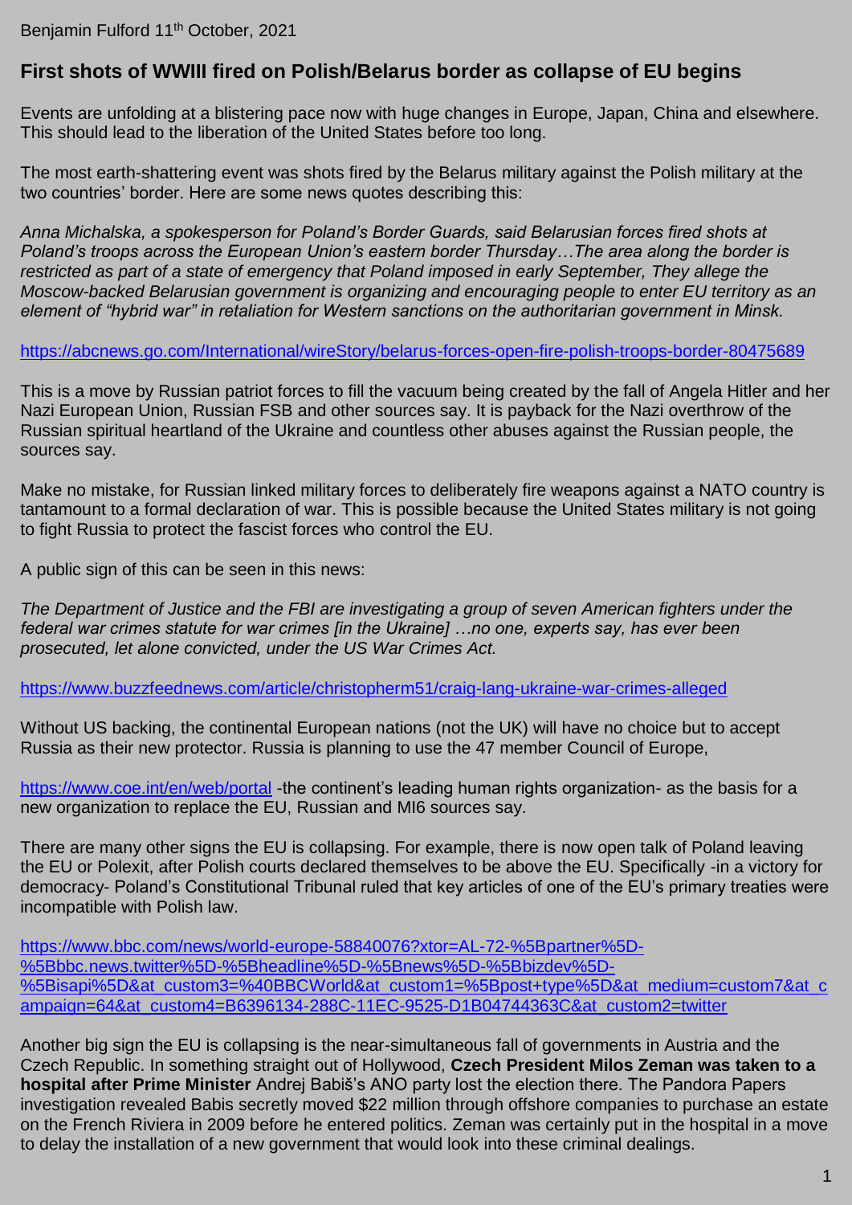Benjamin Fulford 11th October, 2021

## First shots of WWIII fired on Polish/Belarus border as collapse of EU begins

Events are unfolding at a blistering pace now with huge changes in Europe, Japan, China and elsewhere. This should lead to the liberation of the United States before too long.

The most earth-shattering event was shots fired by the Belarus military against the Polish military at the two countries' border. Here are some news quotes describing this:

*Anna Michalska, a spokesperson for Poland's Border Guards, said Belarusian forces fired shots at Poland's troops across the European Union's eastern border Thursday…The area along the border is restricted as part of a state of emergency that Poland imposed in early September, They allege the Moscow-backed Belarusian government is organizing and encouraging people to enter EU territory as an element of "hybrid war" in retaliation for Western sanctions on the authoritarian government in Minsk.*

https://abcnews.go.com/International/wireStory/belarus-forces-open-fire-polish-troops-border-80475689

This is a move by Russian patriot forces to fill the vacuum being created by the fall of Angela Hitler and her Nazi European Union, Russian FSB and other sources say. It is payback for the Nazi overthrow of the Russian spiritual heartland of the Ukraine and countless other abuses against the Russian people, the sources say.

Make no mistake, for Russian linked military forces to deliberately fire weapons against a NATO country is tantamount to a formal declaration of war. This is possible because the United States military is not going to fight Russia to protect the fascist forces who control the EU.

A public sign of this can be seen in this news:

*The Department of Justice and the FBI are investigating a group of seven American fighters under the federal war crimes statute for war crimes [in the Ukraine] …no one, experts say, has ever been prosecuted, let alone convicted, under the US War Crimes Act.*

https://www.buzzfeednews.com/article/christopherm51/craig-lang-ukraine-war-crimes-alleged

Without US backing, the continental European nations (not the UK) will have no choice but to accept Russia as their new protector. Russia is planning to use the 47 member Council of Europe,

https://www.coe.int/en/web/portal -the continent's leading human rights organization- as the basis for a new organization to replace the EU, Russian and MI6 sources say.

There are many other signs the EU is collapsing. For example, there is now open talk of Poland leaving the EU or Polexit, after Polish courts declared themselves to be above the EU. Specifically -in a victory for democracy- Poland's Constitutional Tribunal ruled that key articles of one of the EU's primary treaties were incompatible with Polish law.

https://www.bbc.com/news/world-europe-58840076?xtor=AL-72-%5Bpartner%5D-%5Bbbc.news.twitter%5D-%5Bheadline%5D-%5Bnews%5D-%5Bbizdev%5D-%5Bisapi%5D&at_custom3=%40BBCWorld&at_custom1=%5Bpost+type%5D&at_medium=custom7&at_campaign=64&at_custom4=B6396134-288C-11EC-9525-D1B04744363C&at_custom2=twitter

Another big sign the EU is collapsing is the near-simultaneous fall of governments in Austria and the Czech Republic. In something straight out of Hollywood, **Czech President Milos Zeman was taken to a hospital after Prime Minister** Andrej Babiš's ANO party lost the election there. The Pandora Papers investigation revealed Babis secretly moved $22 million through offshore companies to purchase an estate on the French Riviera in 2009 before he entered politics. Zeman was certainly put in the hospital in a move to delay the installation of a new government that would look into these criminal dealings.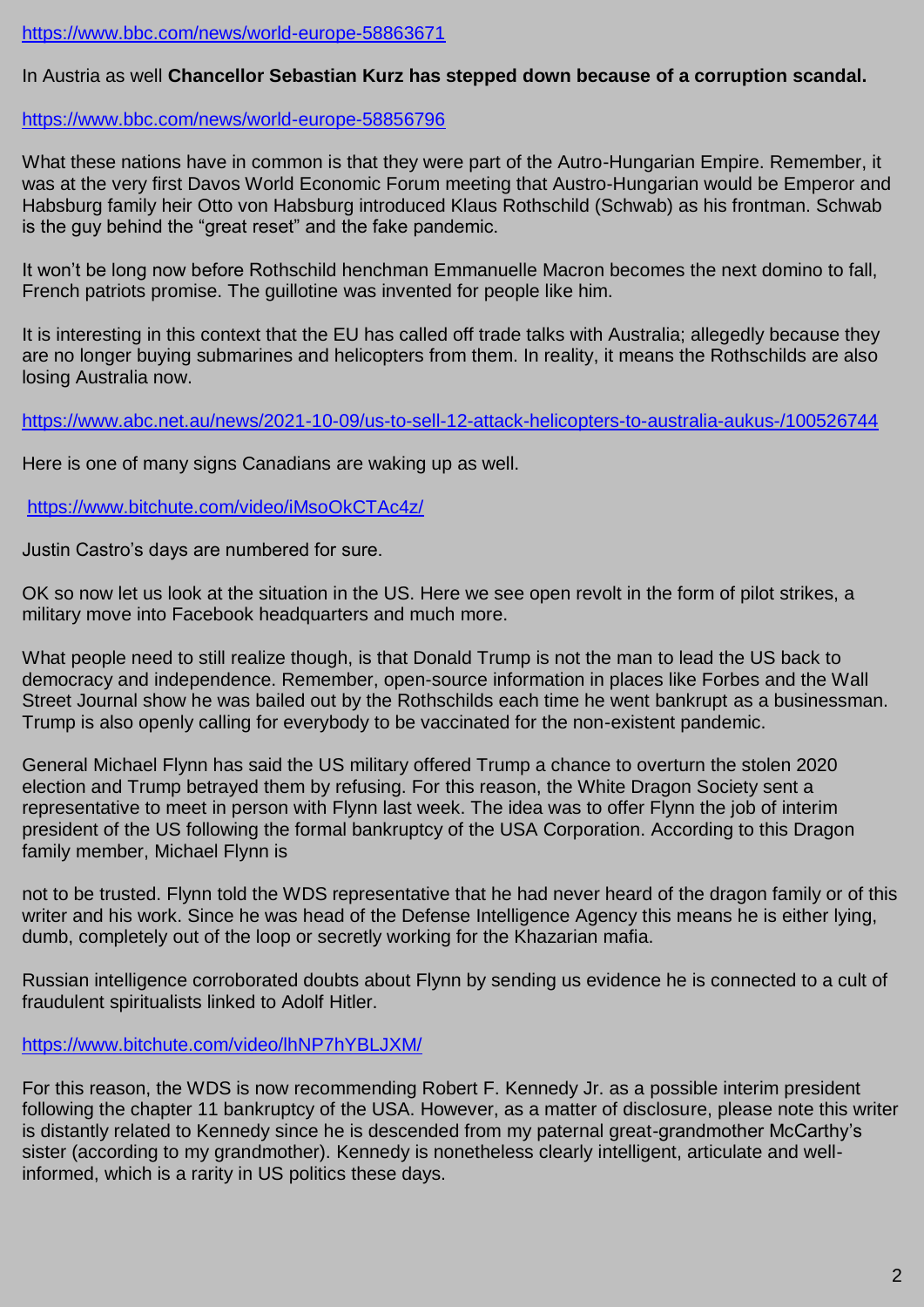https://www.bbc.com/news/world-europe-58863671

In Austria as well **Chancellor Sebastian Kurz has stepped down because of a corruption scandal.**

https://www.bbc.com/news/world-europe-58856796

What these nations have in common is that they were part of the Autro-Hungarian Empire. Remember, it was at the very first Davos World Economic Forum meeting that Austro-Hungarian would be Emperor and Habsburg family heir Otto von Habsburg introduced Klaus Rothschild (Schwab) as his frontman. Schwab is the guy behind the "great reset" and the fake pandemic.

It won't be long now before Rothschild henchman Emmanuelle Macron becomes the next domino to fall, French patriots promise. The guillotine was invented for people like him.

It is interesting in this context that the EU has called off trade talks with Australia; allegedly because they are no longer buying submarines and helicopters from them. In reality, it means the Rothschilds are also losing Australia now.

https://www.abc.net.au/news/2021-10-09/us-to-sell-12-attack-helicopters-to-australia-aukus-/100526744

Here is one of many signs Canadians are waking up as well.

https://www.bitchute.com/video/iMsoOkCTAc4z/

Justin Castro's days are numbered for sure.

OK so now let us look at the situation in the US. Here we see open revolt in the form of pilot strikes, a military move into Facebook headquarters and much more.

What people need to still realize though, is that Donald Trump is not the man to lead the US back to democracy and independence. Remember, open-source information in places like Forbes and the Wall Street Journal show he was bailed out by the Rothschilds each time he went bankrupt as a businessman. Trump is also openly calling for everybody to be vaccinated for the non-existent pandemic.

General Michael Flynn has said the US military offered Trump a chance to overturn the stolen 2020 election and Trump betrayed them by refusing. For this reason, the White Dragon Society sent a representative to meet in person with Flynn last week. The idea was to offer Flynn the job of interim president of the US following the formal bankruptcy of the USA Corporation. According to this Dragon family member, Michael Flynn is not to be trusted. Flynn told the WDS representative that he had never heard of the dragon family or of this writer and his work. Since he was head of the Defense Intelligence Agency this means he is either lying, dumb, completely out of the loop or secretly working for the Khazarian mafia.

Russian intelligence corroborated doubts about Flynn by sending us evidence he is connected to a cult of fraudulent spiritualists linked to Adolf Hitler.

https://www.bitchute.com/video/lhNP7hYBLJXM/

For this reason, the WDS is now recommending Robert F. Kennedy Jr. as a possible interim president following the chapter 11 bankruptcy of the USA. However, as a matter of disclosure, please note this writer is distantly related to Kennedy since he is descended from my paternal great-grandmother McCarthy's sister (according to my grandmother). Kennedy is nonetheless clearly intelligent, articulate and well-informed, which is a rarity in US politics these days.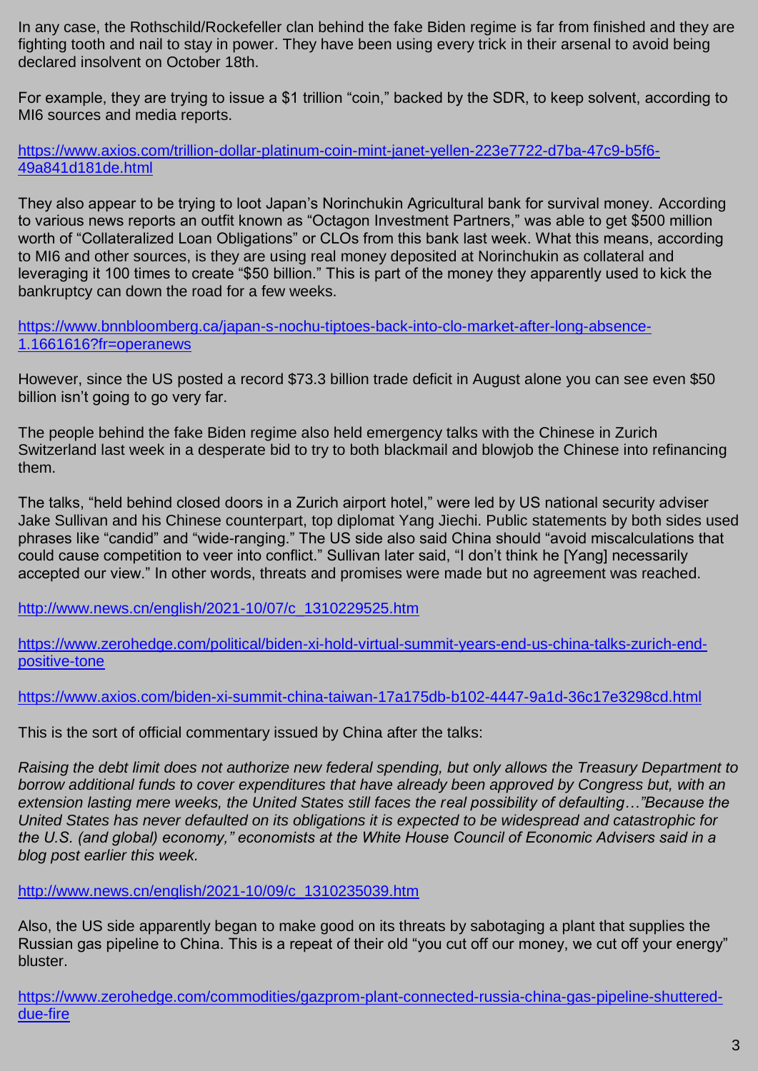In any case, the Rothschild/Rockefeller clan behind the fake Biden regime is far from finished and they are fighting tooth and nail to stay in power. They have been using every trick in their arsenal to avoid being declared insolvent on October 18th.

For example, they are trying to issue a $1 trillion "coin," backed by the SDR, to keep solvent, according to MI6 sources and media reports.

https://www.axios.com/trillion-dollar-platinum-coin-mint-janet-yellen-223e7722-d7ba-47c9-b5f6-49a841d181de.html

They also appear to be trying to loot Japan's Norinchukin Agricultural bank for survival money. According to various news reports an outfit known as "Octagon Investment Partners," was able to get $500 million worth of "Collateralized Loan Obligations" or CLOs from this bank last week. What this means, according to MI6 and other sources, is they are using real money deposited at Norinchukin as collateral and leveraging it 100 times to create "$50 billion." This is part of the money they apparently used to kick the bankruptcy can down the road for a few weeks.

https://www.bnnbloomberg.ca/japan-s-nochu-tiptoes-back-into-clo-market-after-long-absence-1.1661616?fr=operanews

However, since the US posted a record $73.3 billion trade deficit in August alone you can see even $50 billion isn't going to go very far.

The people behind the fake Biden regime also held emergency talks with the Chinese in Zurich Switzerland last week in a desperate bid to try to both blackmail and blowjob the Chinese into refinancing them.

The talks, "held behind closed doors in a Zurich airport hotel," were led by US national security adviser Jake Sullivan and his Chinese counterpart, top diplomat Yang Jiechi. Public statements by both sides used phrases like "candid" and "wide-ranging." The US side also said China should "avoid miscalculations that could cause competition to veer into conflict." Sullivan later said, "I don't think he [Yang] necessarily accepted our view." In other words, threats and promises were made but no agreement was reached.

http://www.news.cn/english/2021-10/07/c_1310229525.htm

https://www.zerohedge.com/political/biden-xi-hold-virtual-summit-years-end-us-china-talks-zurich-end-positive-tone

https://www.axios.com/biden-xi-summit-china-taiwan-17a175db-b102-4447-9a1d-36c17e3298cd.html

This is the sort of official commentary issued by China after the talks:

*Raising the debt limit does not authorize new federal spending, but only allows the Treasury Department to borrow additional funds to cover expenditures that have already been approved by Congress but, with an extension lasting mere weeks, the United States still faces the real possibility of defaulting…"Because the United States has never defaulted on its obligations it is expected to be widespread and catastrophic for the U.S. (and global) economy," economists at the White House Council of Economic Advisers said in a blog post earlier this week.*

http://www.news.cn/english/2021-10/09/c_1310235039.htm

Also, the US side apparently began to make good on its threats by sabotaging a plant that supplies the Russian gas pipeline to China. This is a repeat of their old "you cut off our money, we cut off your energy" bluster.

https://www.zerohedge.com/commodities/gazprom-plant-connected-russia-china-gas-pipeline-shuttered-due-fire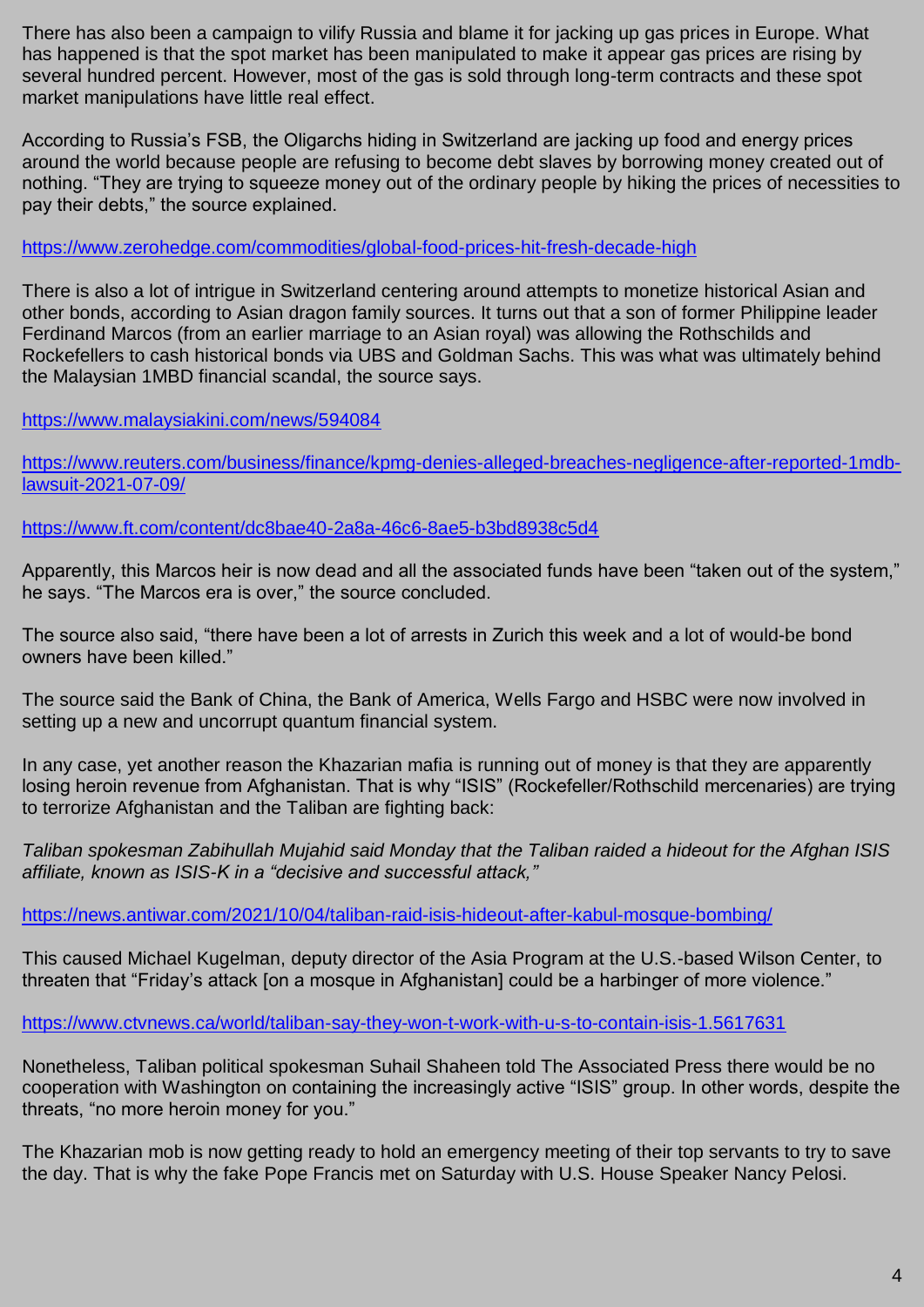There has also been a campaign to vilify Russia and blame it for jacking up gas prices in Europe. What has happened is that the spot market has been manipulated to make it appear gas prices are rising by several hundred percent. However, most of the gas is sold through long-term contracts and these spot market manipulations have little real effect.

According to Russia's FSB, the Oligarchs hiding in Switzerland are jacking up food and energy prices around the world because people are refusing to become debt slaves by borrowing money created out of nothing. "They are trying to squeeze money out of the ordinary people by hiking the prices of necessities to pay their debts," the source explained.

https://www.zerohedge.com/commodities/global-food-prices-hit-fresh-decade-high

There is also a lot of intrigue in Switzerland centering around attempts to monetize historical Asian and other bonds, according to Asian dragon family sources. It turns out that a son of former Philippine leader Ferdinand Marcos (from an earlier marriage to an Asian royal) was allowing the Rothschilds and Rockefellers to cash historical bonds via UBS and Goldman Sachs. This was what was ultimately behind the Malaysian 1MBD financial scandal, the source says.

https://www.malaysiakini.com/news/594084

https://www.reuters.com/business/finance/kpmg-denies-alleged-breaches-negligence-after-reported-1mdb-lawsuit-2021-07-09/

https://www.ft.com/content/dc8bae40-2a8a-46c6-8ae5-b3bd8938c5d4

Apparently, this Marcos heir is now dead and all the associated funds have been "taken out of the system," he says. "The Marcos era is over," the source concluded.

The source also said, "there have been a lot of arrests in Zurich this week and a lot of would-be bond owners have been killed."

The source said the Bank of China, the Bank of America, Wells Fargo and HSBC were now involved in setting up a new and uncorrupt quantum financial system.

In any case, yet another reason the Khazarian mafia is running out of money is that they are apparently losing heroin revenue from Afghanistan. That is why "ISIS" (Rockefeller/Rothschild mercenaries) are trying to terrorize Afghanistan and the Taliban are fighting back:

*Taliban spokesman Zabihullah Mujahid said Monday that the Taliban raided a hideout for the Afghan ISIS affiliate, known as ISIS-K in a "decisive and successful attack,"*

https://news.antiwar.com/2021/10/04/taliban-raid-isis-hideout-after-kabul-mosque-bombing/

This caused Michael Kugelman, deputy director of the Asia Program at the U.S.-based Wilson Center, to threaten that "Friday's attack [on a mosque in Afghanistan] could be a harbinger of more violence."

https://www.ctvnews.ca/world/taliban-say-they-won-t-work-with-u-s-to-contain-isis-1.5617631

Nonetheless, Taliban political spokesman Suhail Shaheen told The Associated Press there would be no cooperation with Washington on containing the increasingly active "ISIS" group. In other words, despite the threats, "no more heroin money for you."

The Khazarian mob is now getting ready to hold an emergency meeting of their top servants to try to save the day. That is why the fake Pope Francis met on Saturday with U.S. House Speaker Nancy Pelosi.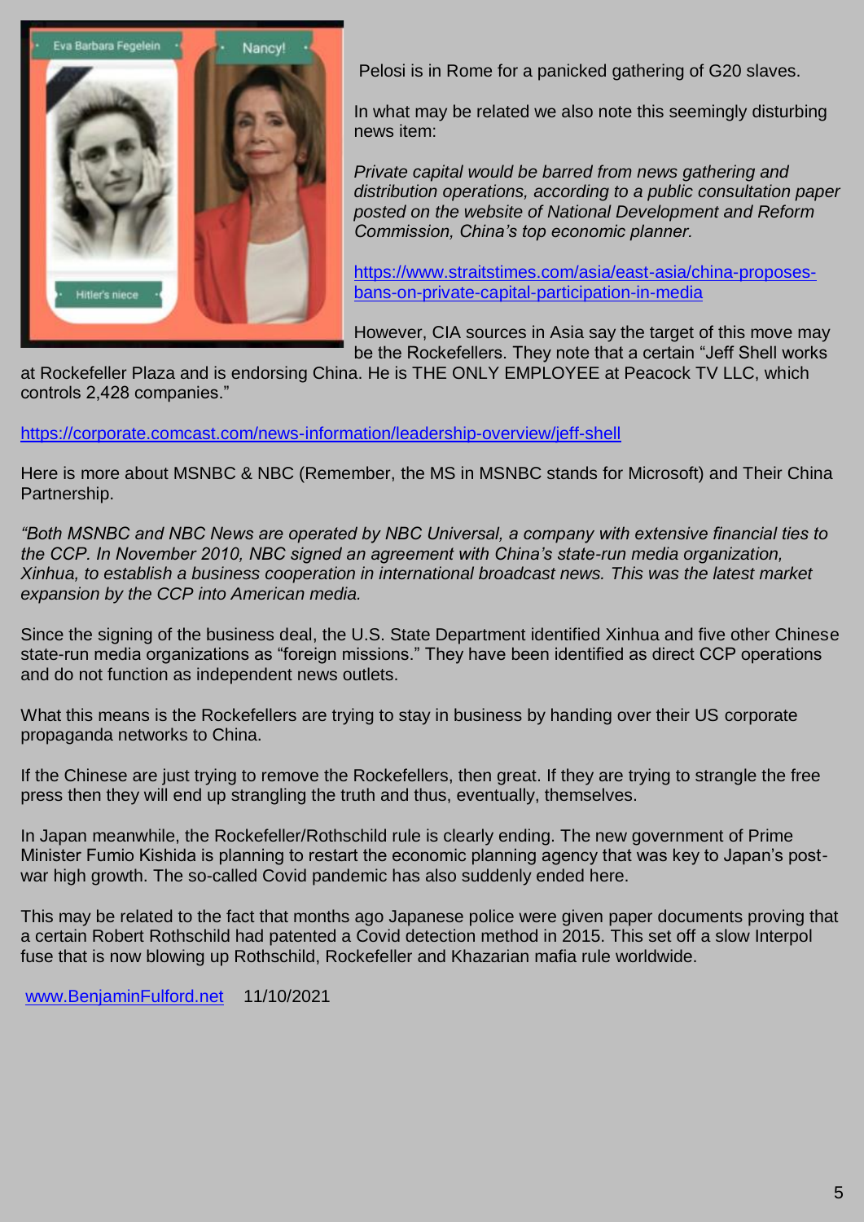Pelosi is in Rome for a panicked gathering of G20 slaves.

In what may be related we also note this seemingly disturbing news item:

*Private capital would be barred from news gathering and distribution operations, according to a public consultation paper posted on the website of National Development and Reform Commission, China's top economic planner.*

https://www.straitstimes.com/asia/east-asia/china-proposes-bans-on-private-capital-participation-in-media

However, CIA sources in Asia say the target of this move may be the Rockefellers. They note that a certain "Jeff Shell works at Rockefeller Plaza and is endorsing China. He is THE ONLY EMPLOYEE at Peacock TV LLC, which controls 2,428 companies."

https://corporate.comcast.com/news-information/leadership-overview/jeff-shell

Here is more about MSNBC & NBC (Remember, the MS in MSNBC stands for Microsoft) and Their China Partnership.

*"Both MSNBC and NBC News are operated by NBC Universal, a company with extensive financial ties to the CCP. In November 2010, NBC signed an agreement with China's state-run media organization, Xinhua, to establish a business cooperation in international broadcast news. This was the latest market expansion by the CCP into American media.*

Since the signing of the business deal, the U.S. State Department identified Xinhua and five other Chinese state-run media organizations as "foreign missions." They have been identified as direct CCP operations and do not function as independent news outlets.

What this means is the Rockefellers are trying to stay in business by handing over their US corporate propaganda networks to China.

If the Chinese are just trying to remove the Rockefellers, then great. If they are trying to strangle the free press then they will end up strangling the truth and thus, eventually, themselves.

In Japan meanwhile, the Rockefeller/Rothschild rule is clearly ending. The new government of Prime Minister Fumio Kishida is planning to restart the economic planning agency that was key to Japan's post-war high growth. The so-called Covid pandemic has also suddenly ended here.

This may be related to the fact that months ago Japanese police were given paper documents proving that a certain Robert Rothschild had patented a Covid detection method in 2015. This set off a slow Interpol fuse that is now blowing up Rothschild, Rockefeller and Khazarian mafia rule worldwide.

www.BenjaminFulford.net 11/10/2021